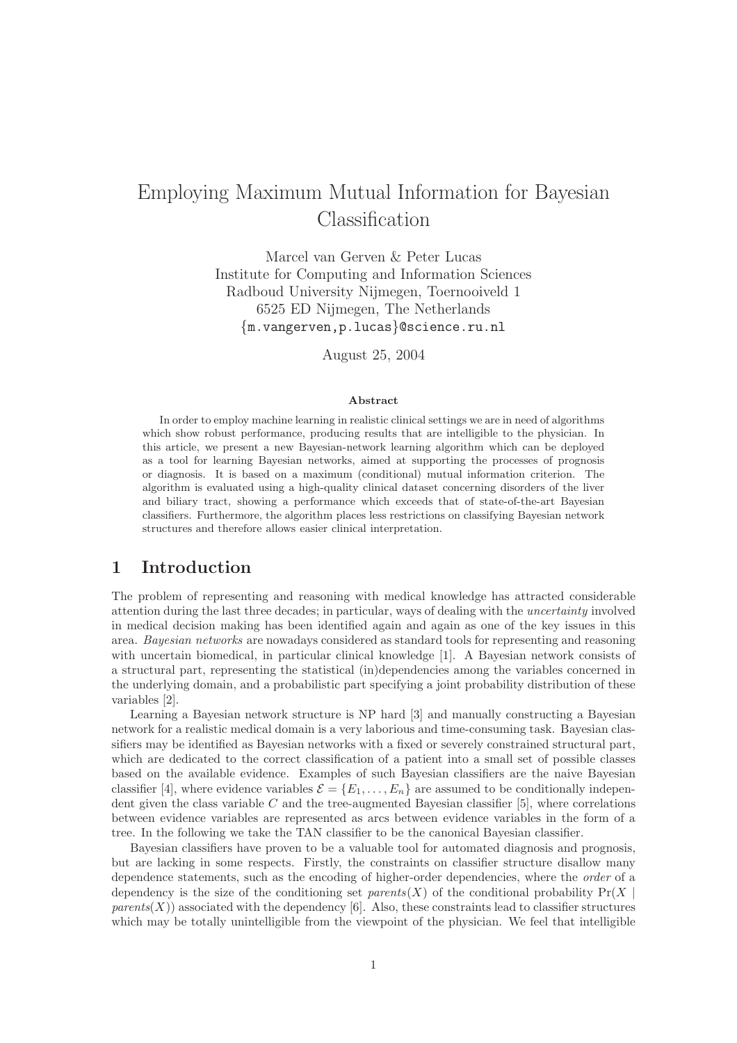# Employing Maximum Mutual Information for Bayesian Classification

Marcel van Gerven & Peter Lucas
Institute for Computing and Information Sciences
Radboud University Nijmegen, Toernooiveld 1
6525 ED Nijmegen, The Netherlands
{m.vangerven,p.lucas}@science.ru.nl

August 25, 2004

**Abstract**

In order to employ machine learning in realistic clinical settings we are in need of algorithms which show robust performance, producing results that are intelligible to the physician. In this article, we present a new Bayesian-network learning algorithm which can be deployed as a tool for learning Bayesian networks, aimed at supporting the processes of prognosis or diagnosis. It is based on a maximum (conditional) mutual information criterion. The algorithm is evaluated using a high-quality clinical dataset concerning disorders of the liver and biliary tract, showing a performance which exceeds that of state-of-the-art Bayesian classifiers. Furthermore, the algorithm places less restrictions on classifying Bayesian network structures and therefore allows easier clinical interpretation.

## 1 Introduction

The problem of representing and reasoning with medical knowledge has attracted considerable attention during the last three decades; in particular, ways of dealing with the *uncertainty* involved in medical decision making has been identified again and again as one of the key issues in this area. *Bayesian networks* are nowadays considered as standard tools for representing and reasoning with uncertain biomedical, in particular clinical knowledge [1]. A Bayesian network consists of a structural part, representing the statistical (in)dependencies among the variables concerned in the underlying domain, and a probabilistic part specifying a joint probability distribution of these variables [2].

Learning a Bayesian network structure is NP hard [3] and manually constructing a Bayesian network for a realistic medical domain is a very laborious and time-consuming task. Bayesian classifiers may be identified as Bayesian networks with a fixed or severely constrained structural part, which are dedicated to the correct classification of a patient into a small set of possible classes based on the available evidence. Examples of such Bayesian classifiers are the naive Bayesian classifier [4], where evidence variables $\mathcal{E} = \{E_1, \ldots, E_n\}$ are assumed to be conditionally independent given the class variable $C$ and the tree-augmented Bayesian classifier [5], where correlations between evidence variables are represented as arcs between evidence variables in the form of a tree. In the following we take the TAN classifier to be the canonical Bayesian classifier.

Bayesian classifiers have proven to be a valuable tool for automated diagnosis and prognosis, but are lacking in some respects. Firstly, the constraints on classifier structure disallow many dependence statements, such as the encoding of higher-order dependencies, where the *order* of a dependency is the size of the conditioning set $\mathit{parents}(X)$ of the conditional probability $\Pr(X \mid \mathit{parents}(X))$ associated with the dependency [6]. Also, these constraints lead to classifier structures which may be totally unintelligible from the viewpoint of the physician. We feel that intelligible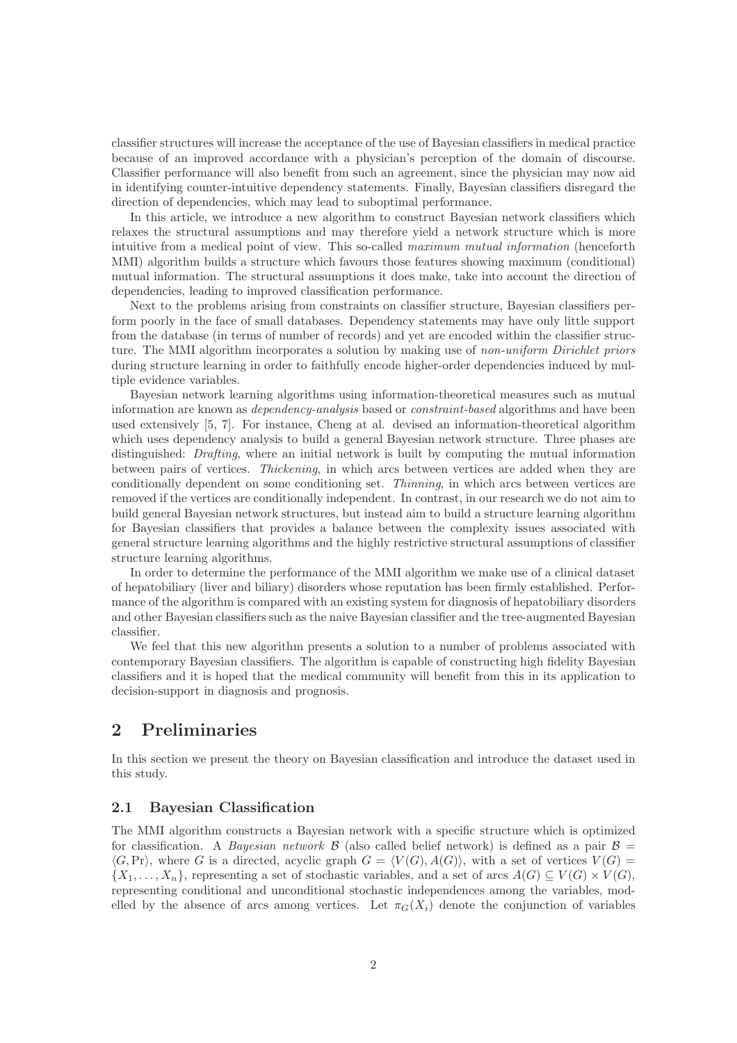classifier structures will increase the acceptance of the use of Bayesian classifiers in medical practice because of an improved accordance with a physician's perception of the domain of discourse. Classifier performance will also benefit from such an agreement, since the physician may now aid in identifying counter-intuitive dependency statements. Finally, Bayesian classifiers disregard the direction of dependencies, which may lead to suboptimal performance.

In this article, we introduce a new algorithm to construct Bayesian network classifiers which relaxes the structural assumptions and may therefore yield a network structure which is more intuitive from a medical point of view. This so-called *maximum mutual information* (henceforth MMI) algorithm builds a structure which favours those features showing maximum (conditional) mutual information. The structural assumptions it does make, take into account the direction of dependencies, leading to improved classification performance.

Next to the problems arising from constraints on classifier structure, Bayesian classifiers perform poorly in the face of small databases. Dependency statements may have only little support from the database (in terms of number of records) and yet are encoded within the classifier structure. The MMI algorithm incorporates a solution by making use of *non-uniform Dirichlet priors* during structure learning in order to faithfully encode higher-order dependencies induced by multiple evidence variables.

Bayesian network learning algorithms using information-theoretical measures such as mutual information are known as *dependency-analysis* based or *constraint-based* algorithms and have been used extensively [5, 7]. For instance, Cheng at al. devised an information-theoretical algorithm which uses dependency analysis to build a general Bayesian network structure. Three phases are distinguished: *Drafting*, where an initial network is built by computing the mutual information between pairs of vertices. *Thickening*, in which arcs between vertices are added when they are conditionally dependent on some conditioning set. *Thinning*, in which arcs between vertices are removed if the vertices are conditionally independent. In contrast, in our research we do not aim to build general Bayesian network structures, but instead aim to build a structure learning algorithm for Bayesian classifiers that provides a balance between the complexity issues associated with general structure learning algorithms and the highly restrictive structural assumptions of classifier structure learning algorithms.

In order to determine the performance of the MMI algorithm we make use of a clinical dataset of hepatobiliary (liver and biliary) disorders whose reputation has been firmly established. Performance of the algorithm is compared with an existing system for diagnosis of hepatobiliary disorders and other Bayesian classifiers such as the naive Bayesian classifier and the tree-augmented Bayesian classifier.

We feel that this new algorithm presents a solution to a number of problems associated with contemporary Bayesian classifiers. The algorithm is capable of constructing high fidelity Bayesian classifiers and it is hoped that the medical community will benefit from this in its application to decision-support in diagnosis and prognosis.

## 2 Preliminaries

In this section we present the theory on Bayesian classification and introduce the dataset used in this study.

### 2.1 Bayesian Classification

The MMI algorithm constructs a Bayesian network with a specific structure which is optimized for classification. A *Bayesian network* $\mathcal{B}$ (also called belief network) is defined as a pair $\mathcal{B} = \langle G, \Pr \rangle$, where $G$ is a directed, acyclic graph $G = \langle V(G), A(G) \rangle$, with a set of vertices $V(G) = \{X_1, \ldots, X_n\}$, representing a set of stochastic variables, and a set of arcs $A(G) \subseteq V(G) \times V(G)$, representing conditional and unconditional stochastic independences among the variables, modelled by the absence of arcs among vertices. Let $\pi_G(X_i)$ denote the conjunction of variables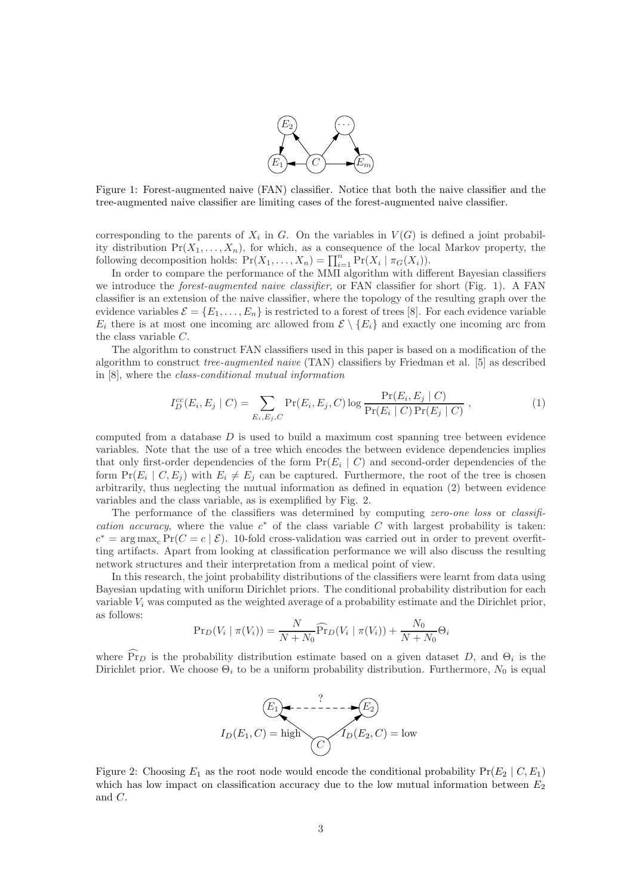Figure 1: Forest-augmented naive (FAN) classifier. Notice that both the naive classifier and the tree-augmented naive classifier are limiting cases of the forest-augmented naive classifier.

corresponding to the parents of $X_i$ in $G$. On the variables in $V(G)$ is defined a joint probability distribution $\Pr(X_1, \ldots, X_n)$, for which, as a consequence of the local Markov property, the following decomposition holds: $\Pr(X_1, \ldots, X_n) = \prod_{i=1}^{n} \Pr(X_i \mid \pi_G(X_i))$.

In order to compare the performance of the MMI algorithm with different Bayesian classifiers we introduce the *forest-augmented naive classifier*, or FAN classifier for short (Fig. 1). A FAN classifier is an extension of the naive classifier, where the topology of the resulting graph over the evidence variables $\mathcal{E} = \{E_1, \ldots, E_n\}$ is restricted to a forest of trees [8]. For each evidence variable $E_i$ there is at most one incoming arc allowed from $\mathcal{E} \setminus \{E_i\}$ and exactly one incoming arc from the class variable $C$.

The algorithm to construct FAN classifiers used in this paper is based on a modification of the algorithm to construct *tree-augmented naive* (TAN) classifiers by Friedman et al. [5] as described in [8], where the *class-conditional mutual information*

$$I_D^{cc}(E_i, E_j \mid C) = \sum_{E_i, E_j, C} \Pr(E_i, E_j, C) \log \frac{\Pr(E_i, E_j \mid C)}{\Pr(E_i \mid C) \Pr(E_j \mid C)} \ , \tag{1}$$

computed from a database $D$ is used to build a maximum cost spanning tree between evidence variables. Note that the use of a tree which encodes the between evidence dependencies implies that only first-order dependencies of the form $\Pr(E_i \mid C)$ and second-order dependencies of the form $\Pr(E_i \mid C, E_j)$ with $E_i \neq E_j$ can be captured. Furthermore, the root of the tree is chosen arbitrarily, thus neglecting the mutual information as defined in equation (2) between evidence variables and the class variable, as is exemplified by Fig. 2.

The performance of the classifiers was determined by computing *zero-one loss* or *classification accuracy*, where the value $c^*$ of the class variable $C$ with largest probability is taken: $c^* = \arg\max_c \Pr(C = c \mid \mathcal{E})$. 10-fold cross-validation was carried out in order to prevent overfitting artifacts. Apart from looking at classification performance we will also discuss the resulting network structures and their interpretation from a medical point of view.

In this research, the joint probability distributions of the classifiers were learnt from data using Bayesian updating with uniform Dirichlet priors. The conditional probability distribution for each variable $V_i$ was computed as the weighted average of a probability estimate and the Dirichlet prior, as follows:

$$\Pr_D(V_i \mid \pi(V_i)) = \frac{N}{N + N_0} \widehat{\Pr}_D(V_i \mid \pi(V_i)) + \frac{N_0}{N + N_0} \Theta_i$$

where $\widehat{\Pr}_D$ is the probability distribution estimate based on a given dataset $D$, and $\Theta_i$ is the Dirichlet prior. We choose $\Theta_i$ to be a uniform probability distribution. Furthermore, $N_0$ is equal

Figure 2: Choosing $E_1$ as the root node would encode the conditional probability $\Pr(E_2 \mid C, E_1)$ which has low impact on classification accuracy due to the low mutual information between $E_2$ and $C$.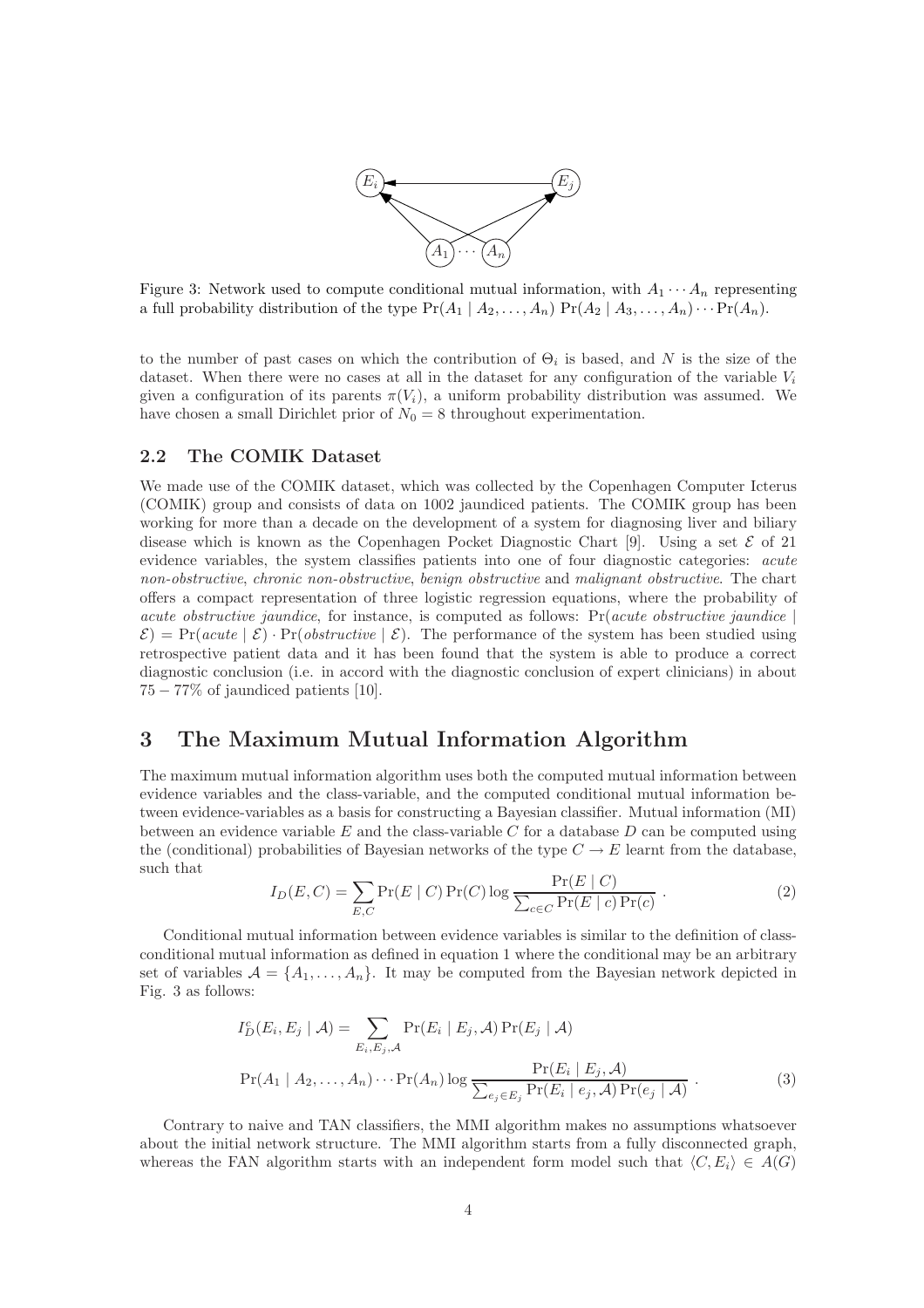Figure 3: Network used to compute conditional mutual information, with $A_1 \cdots A_n$ representing a full probability distribution of the type $\Pr(A_1 \mid A_2, \ldots, A_n)\Pr(A_2 \mid A_3, \ldots, A_n) \cdots \Pr(A_n)$.

to the number of past cases on which the contribution of $\Theta_i$ is based, and $N$ is the size of the dataset. When there were no cases at all in the dataset for any configuration of the variable $V_i$ given a configuration of its parents $\pi(V_i)$, a uniform probability distribution was assumed. We have chosen a small Dirichlet prior of $N_0 = 8$ throughout experimentation.

### 2.2 The COMIK Dataset

We made use of the COMIK dataset, which was collected by the Copenhagen Computer Icterus (COMIK) group and consists of data on 1002 jaundiced patients. The COMIK group has been working for more than a decade on the development of a system for diagnosing liver and biliary disease which is known as the Copenhagen Pocket Diagnostic Chart [9]. Using a set $\mathcal{E}$ of 21 evidence variables, the system classifies patients into one of four diagnostic categories: *acute non-obstructive*, *chronic non-obstructive*, *benign obstructive* and *malignant obstructive*. The chart offers a compact representation of three logistic regression equations, where the probability of *acute obstructive jaundice*, for instance, is computed as follows: $\Pr(\mathit{acute\ obstructive\ jaundice} \mid \mathcal{E}) = \Pr(\mathit{acute} \mid \mathcal{E}) \cdot \Pr(\mathit{obstructive} \mid \mathcal{E})$. The performance of the system has been studied using retrospective patient data and it has been found that the system is able to produce a correct diagnostic conclusion (i.e. in accord with the diagnostic conclusion of expert clinicians) in about $75 - 77\%$ of jaundiced patients [10].

## 3 The Maximum Mutual Information Algorithm

The maximum mutual information algorithm uses both the computed mutual information between evidence variables and the class-variable, and the computed conditional mutual information between evidence-variables as a basis for constructing a Bayesian classifier. Mutual information (MI) between an evidence variable $E$ and the class-variable $C$ for a database $D$ can be computed using the (conditional) probabilities of Bayesian networks of the type $C \to E$ learnt from the database, such that

$$I_D(E, C) = \sum_{E,C} \Pr(E \mid C)\Pr(C) \log \frac{\Pr(E \mid C)}{\sum_{c \in C} \Pr(E \mid c)\Pr(c)} \ . \tag{2}$$

Conditional mutual information between evidence variables is similar to the definition of class-conditional mutual information as defined in equation 1 where the conditional may be an arbitrary set of variables $\mathcal{A} = \{A_1, \ldots, A_n\}$. It may be computed from the Bayesian network depicted in Fig. 3 as follows:

$$I_D^c(E_i, E_j \mid \mathcal{A}) = \sum_{E_i, E_j, \mathcal{A}} \Pr(E_i \mid E_j, \mathcal{A}) \Pr(E_j \mid \mathcal{A})$$
$$\Pr(A_1 \mid A_2, \ldots, A_n) \cdots \Pr(A_n) \log \frac{\Pr(E_i \mid E_j, \mathcal{A})}{\sum_{e_j \in E_j} \Pr(E_i \mid e_j, \mathcal{A}) \Pr(e_j \mid \mathcal{A})} \ . \tag{3}$$

Contrary to naive and TAN classifiers, the MMI algorithm makes no assumptions whatsoever about the initial network structure. The MMI algorithm starts from a fully disconnected graph, whereas the FAN algorithm starts with an independent form model such that $\langle C, E_i \rangle \in A(G)$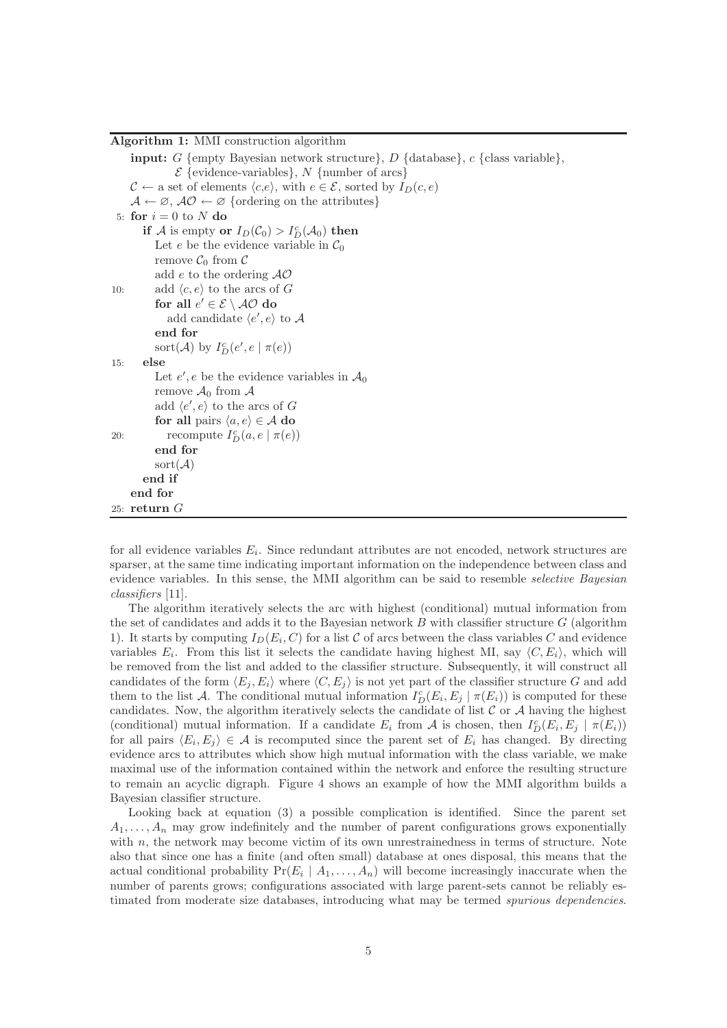**Algorithm 1:** MMI construction algorithm

```
    input: G {empty Bayesian network structure}, D {database}, c {class variable},
           ℰ {evidence-variables}, N {number of arcs}
    𝒞 ← a set of elements ⟨c,e⟩, with e ∈ ℰ, sorted by I_D(c, e)
    𝒜 ← ∅, 𝒜𝒪 ← ∅ {ordering on the attributes}
 5: for i = 0 to N do
      if 𝒜 is empty or I_D(𝒞_0) > I^c_D(𝒜_0) then
        Let e be the evidence variable in 𝒞_0
        remove 𝒞_0 from 𝒞
        add e to the ordering 𝒜𝒪
10:     add ⟨c, e⟩ to the arcs of G
        for all e' ∈ ℰ \ 𝒜𝒪 do
          add candidate ⟨e', e⟩ to 𝒜
        end for
        sort(𝒜) by I^c_D(e', e | π(e))
15:   else
        Let e', e be the evidence variables in 𝒜_0
        remove 𝒜_0 from 𝒜
        add ⟨e', e⟩ to the arcs of G
        for all pairs ⟨a, e⟩ ∈ 𝒜 do
20:       recompute I^c_D(a, e | π(e))
        end for
        sort(𝒜)
      end if
    end for
25: return G
```

for all evidence variables $E_i$. Since redundant attributes are not encoded, network structures are sparser, at the same time indicating important information on the independence between class and evidence variables. In this sense, the MMI algorithm can be said to resemble *selective Bayesian classifiers* [11].

The algorithm iteratively selects the arc with highest (conditional) mutual information from the set of candidates and adds it to the Bayesian network $B$ with classifier structure $G$ (algorithm 1). It starts by computing $I_D(E_i, C)$ for a list $\mathcal{C}$ of arcs between the class variables $C$ and evidence variables $E_i$. From this list it selects the candidate having highest MI, say $\langle C, E_i \rangle$, which will be removed from the list and added to the classifier structure. Subsequently, it will construct all candidates of the form $\langle E_j, E_i \rangle$ where $\langle C, E_j \rangle$ is not yet part of the classifier structure $G$ and add them to the list $\mathcal{A}$. The conditional mutual information $I^c_D(E_i, E_j \mid \pi(E_i))$ is computed for these candidates. Now, the algorithm iteratively selects the candidate of list $\mathcal{C}$ or $\mathcal{A}$ having the highest (conditional) mutual information. If a candidate $E_i$ from $\mathcal{A}$ is chosen, then $I^c_D(E_i, E_j \mid \pi(E_i))$ for all pairs $\langle E_i, E_j \rangle \in \mathcal{A}$ is recomputed since the parent set of $E_i$ has changed. By directing evidence arcs to attributes which show high mutual information with the class variable, we make maximal use of the information contained within the network and enforce the resulting structure to remain an acyclic digraph. Figure 4 shows an example of how the MMI algorithm builds a Bayesian classifier structure.

Looking back at equation (3) a possible complication is identified. Since the parent set $A_1, \ldots, A_n$ may grow indefinitely and the number of parent configurations grows exponentially with $n$, the network may become victim of its own unrestrainedness in terms of structure. Note also that since one has a finite (and often small) database at ones disposal, this means that the actual conditional probability $\Pr(E_i \mid A_1, \ldots, A_n)$ will become increasingly inaccurate when the number of parents grows; configurations associated with large parent-sets cannot be reliably estimated from moderate size databases, introducing what may be termed *spurious dependencies*.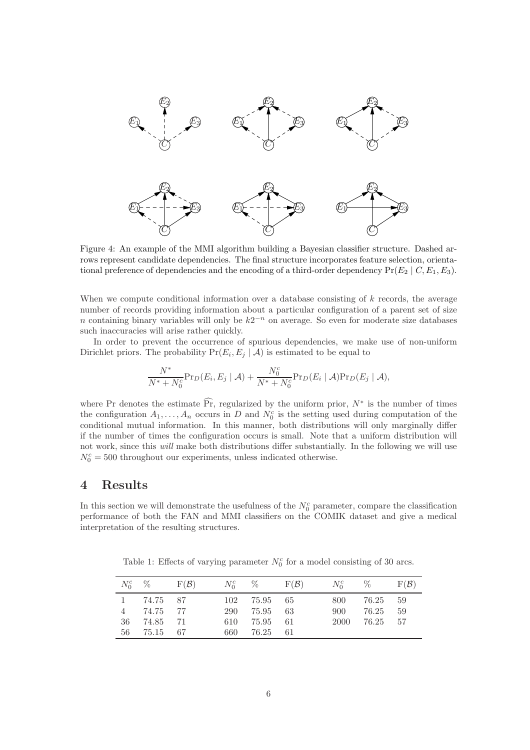Figure 4: An example of the MMI algorithm building a Bayesian classifier structure. Dashed arrows represent candidate dependencies. The final structure incorporates feature selection, orientational preference of dependencies and the encoding of a third-order dependency $\Pr(E_2 \mid C, E_1, E_3)$.

When we compute conditional information over a database consisting of $k$ records, the average number of records providing information about a particular configuration of a parent set of size $n$ containing binary variables will only be $k2^{-n}$ on average. So even for moderate size databases such inaccuracies will arise rather quickly.

In order to prevent the occurrence of spurious dependencies, we make use of non-uniform Dirichlet priors. The probability $\Pr(E_i, E_j \mid \mathcal{A})$ is estimated to be equal to

$$\frac{N^*}{N^* + N_0^c} \Pr_D(E_i, E_j \mid \mathcal{A}) + \frac{N_0^c}{N^* + N_0^c} \Pr_D(E_i \mid \mathcal{A}) \Pr_D(E_j \mid \mathcal{A}),$$

where Pr denotes the estimate $\widehat{\Pr}$, regularized by the uniform prior, $N^*$ is the number of times the configuration $A_1, \ldots, A_n$ occurs in $D$ and $N_0^c$ is the setting used during computation of the conditional mutual information. In this manner, both distributions will only marginally differ if the number of times the configuration occurs is small. Note that a uniform distribution will not work, since this *will* make both distributions differ substantially. In the following we will use $N_0^c = 500$ throughout our experiments, unless indicated otherwise.

# 4 Results

In this section we will demonstrate the usefulness of the $N_0^c$ parameter, compare the classification performance of both the FAN and MMI classifiers on the COMIK dataset and give a medical interpretation of the resulting structures.

Table 1: Effects of varying parameter $N_0^c$ for a model consisting of 30 arcs.

| $N_0^c$ | % | $F(\mathcal{B})$ | $N_0^c$ | % | $F(\mathcal{B})$ | $N_0^c$ | % | $F(\mathcal{B})$ |
|---|---|---|---|---|---|---|---|---|
| 1 | 74.75 | 87 | 102 | 75.95 | 65 | 800 | 76.25 | 59 |
| 4 | 74.75 | 77 | 290 | 75.95 | 63 | 900 | 76.25 | 59 |
| 36 | 74.85 | 71 | 610 | 75.95 | 61 | 2000 | 76.25 | 57 |
| 56 | 75.15 | 67 | 660 | 76.25 | 61 | | | |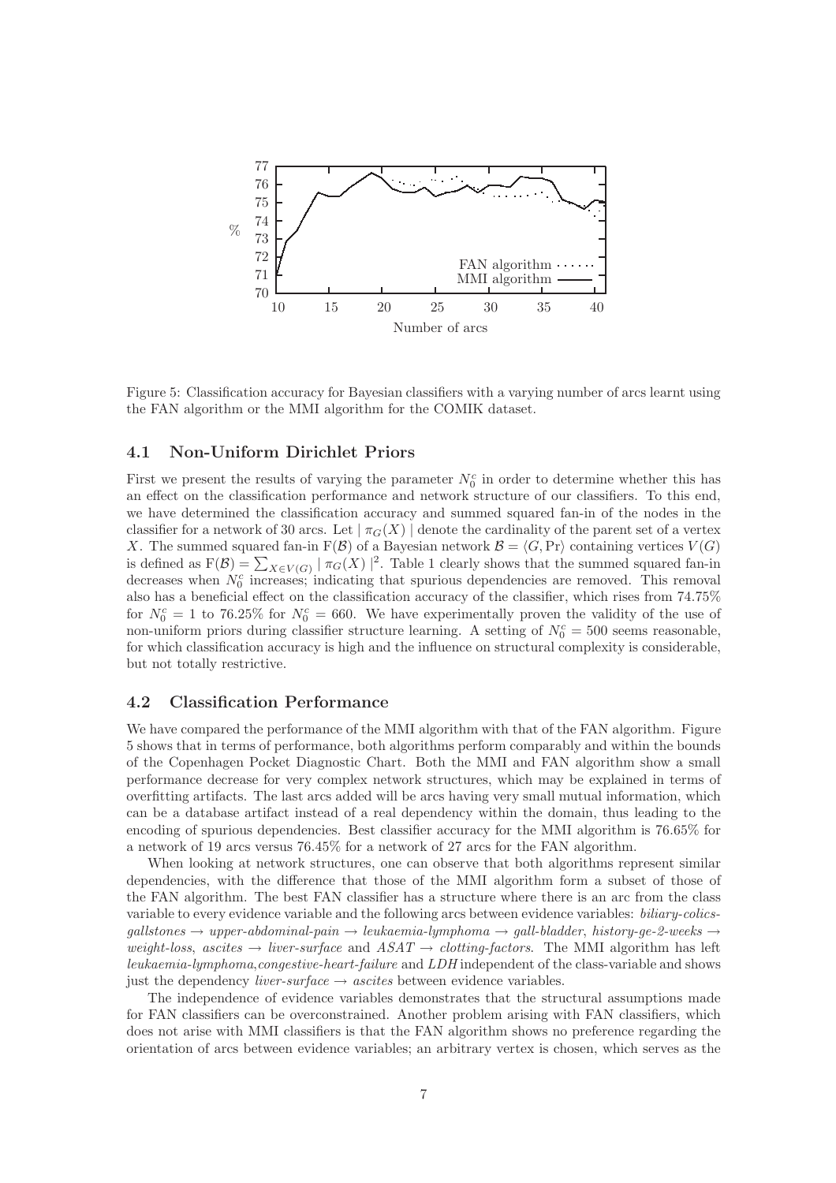Figure 5: Classification accuracy for Bayesian classifiers with a varying number of arcs learnt using the FAN algorithm or the MMI algorithm for the COMIK dataset.

### 4.1 Non-Uniform Dirichlet Priors

First we present the results of varying the parameter $N_0^c$ in order to determine whether this has an effect on the classification performance and network structure of our classifiers. To this end, we have determined the classification accuracy and summed squared fan-in of the nodes in the classifier for a network of 30 arcs. Let $|\pi_G(X)|$ denote the cardinality of the parent set of a vertex $X$. The summed squared fan-in $\mathrm{F}(\mathcal{B})$ of a Bayesian network $\mathcal{B} = \langle G, \Pr \rangle$ containing vertices $V(G)$ is defined as $\mathrm{F}(\mathcal{B}) = \sum_{X \in V(G)} |\pi_G(X)|^2$. Table 1 clearly shows that the summed squared fan-in decreases when $N_0^c$ increases; indicating that spurious dependencies are removed. This removal also has a beneficial effect on the classification accuracy of the classifier, which rises from 74.75% for $N_0^c = 1$ to 76.25% for $N_0^c = 660$. We have experimentally proven the validity of the use of non-uniform priors during classifier structure learning. A setting of $N_0^c = 500$ seems reasonable, for which classification accuracy is high and the influence on structural complexity is considerable, but not totally restrictive.

### 4.2 Classification Performance

We have compared the performance of the MMI algorithm with that of the FAN algorithm. Figure 5 shows that in terms of performance, both algorithms perform comparably and within the bounds of the Copenhagen Pocket Diagnostic Chart. Both the MMI and FAN algorithm show a small performance decrease for very complex network structures, which may be explained in terms of overfitting artifacts. The last arcs added will be arcs having very small mutual information, which can be a database artifact instead of a real dependency within the domain, thus leading to the encoding of spurious dependencies. Best classifier accuracy for the MMI algorithm is 76.65% for a network of 19 arcs versus 76.45% for a network of 27 arcs for the FAN algorithm.

When looking at network structures, one can observe that both algorithms represent similar dependencies, with the difference that those of the MMI algorithm form a subset of those of the FAN algorithm. The best FAN classifier has a structure where there is an arc from the class variable to every evidence variable and the following arcs between evidence variables: *biliary-colics-gallstones* → *upper-abdominal-pain* → *leukaemia-lymphoma* → *gall-bladder*, *history-ge-2-weeks* → *weight-loss*, *ascites* → *liver-surface* and *ASAT* → *clotting-factors*. The MMI algorithm has left *leukaemia-lymphoma*, *congestive-heart-failure* and *LDH* independent of the class-variable and shows just the dependency *liver-surface* → *ascites* between evidence variables.

The independence of evidence variables demonstrates that the structural assumptions made for FAN classifiers can be overconstrained. Another problem arising with FAN classifiers, which does not arise with MMI classifiers is that the FAN algorithm shows no preference regarding the orientation of arcs between evidence variables; an arbitrary vertex is chosen, which serves as the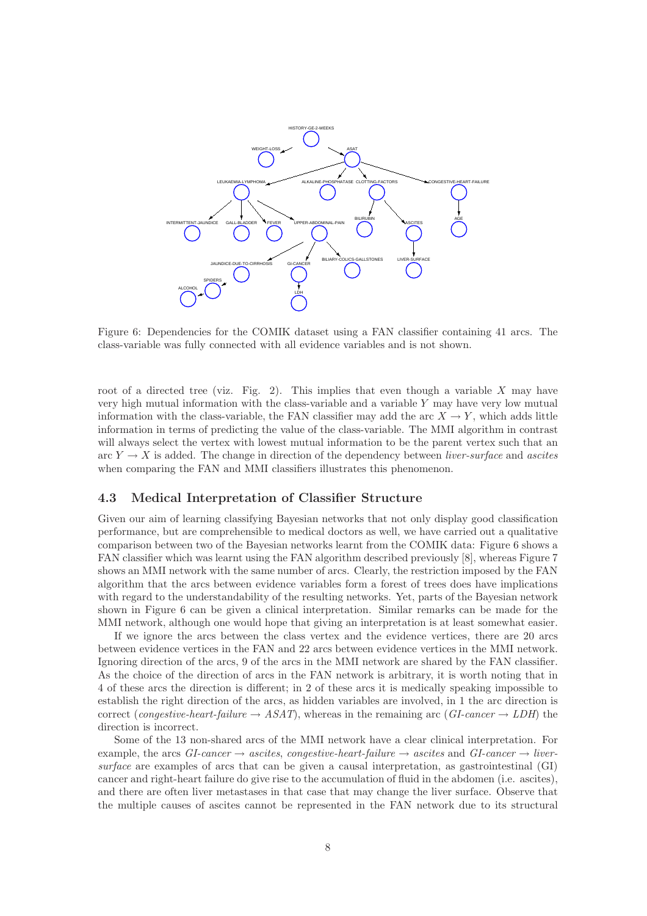Figure 6: Dependencies for the COMIK dataset using a FAN classifier containing 41 arcs. The class-variable was fully connected with all evidence variables and is not shown.

root of a directed tree (viz. Fig. 2). This implies that even though a variable $X$ may have very high mutual information with the class-variable and a variable $Y$ may have very low mutual information with the class-variable, the FAN classifier may add the arc $X \rightarrow Y$, which adds little information in terms of predicting the value of the class-variable. The MMI algorithm in contrast will always select the vertex with lowest mutual information to be the parent vertex such that an arc $Y \rightarrow X$ is added. The change in direction of the dependency between *liver-surface* and *ascites* when comparing the FAN and MMI classifiers illustrates this phenomenon.

### 4.3 Medical Interpretation of Classifier Structure

Given our aim of learning classifying Bayesian networks that not only display good classification performance, but are comprehensible to medical doctors as well, we have carried out a qualitative comparison between two of the Bayesian networks learnt from the COMIK data: Figure 6 shows a FAN classifier which was learnt using the FAN algorithm described previously [8], whereas Figure 7 shows an MMI network with the same number of arcs. Clearly, the restriction imposed by the FAN algorithm that the arcs between evidence variables form a forest of trees does have implications with regard to the understandability of the resulting networks. Yet, parts of the Bayesian network shown in Figure 6 can be given a clinical interpretation. Similar remarks can be made for the MMI network, although one would hope that giving an interpretation is at least somewhat easier.

If we ignore the arcs between the class vertex and the evidence vertices, there are 20 arcs between evidence vertices in the FAN and 22 arcs between evidence vertices in the MMI network. Ignoring direction of the arcs, 9 of the arcs in the MMI network are shared by the FAN classifier. As the choice of the direction of arcs in the FAN network is arbitrary, it is worth noting that in 4 of these arcs the direction is different; in 2 of these arcs it is medically speaking impossible to establish the right direction of the arcs, as hidden variables are involved, in 1 the arc direction is correct (*congestive-heart-failure* $\rightarrow$ *ASAT*), whereas in the remaining arc (*GI-cancer* $\rightarrow$ *LDH*) the direction is incorrect.

Some of the 13 non-shared arcs of the MMI network have a clear clinical interpretation. For example, the arcs *GI-cancer* $\rightarrow$ *ascites*, *congestive-heart-failure* $\rightarrow$ *ascites* and *GI-cancer* $\rightarrow$ *liver-surface* are examples of arcs that can be given a causal interpretation, as gastrointestinal (GI) cancer and right-heart failure do give rise to the accumulation of fluid in the abdomen (i.e. ascites), and there are often liver metastases in that case that may change the liver surface. Observe that the multiple causes of ascites cannot be represented in the FAN network due to its structural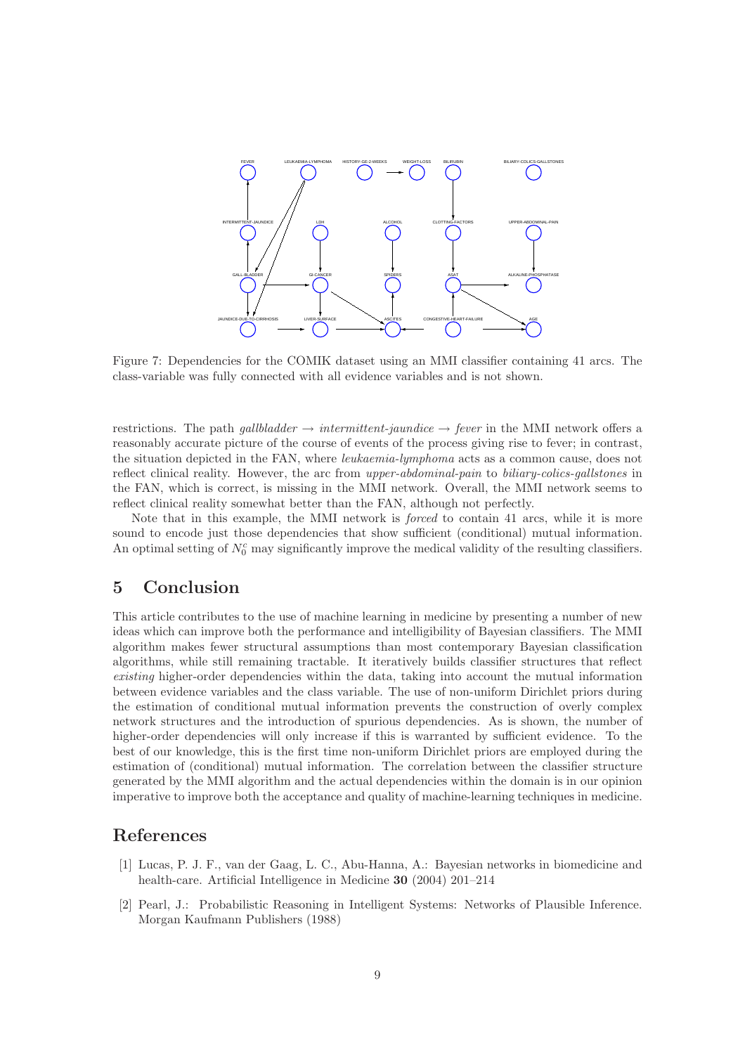Figure 7: Dependencies for the COMIK dataset using an MMI classifier containing 41 arcs. The class-variable was fully connected with all evidence variables and is not shown.

restrictions. The path *gallbladder* → *intermittent-jaundice* → *fever* in the MMI network offers a reasonably accurate picture of the course of events of the process giving rise to fever; in contrast, the situation depicted in the FAN, where *leukaemia-lymphoma* acts as a common cause, does not reflect clinical reality. However, the arc from *upper-abdominal-pain* to *biliary-colics-gallstones* in the FAN, which is correct, is missing in the MMI network. Overall, the MMI network seems to reflect clinical reality somewhat better than the FAN, although not perfectly.

Note that in this example, the MMI network is *forced* to contain 41 arcs, while it is more sound to encode just those dependencies that show sufficient (conditional) mutual information. An optimal setting of $N_0^c$ may significantly improve the medical validity of the resulting classifiers.

## 5 Conclusion

This article contributes to the use of machine learning in medicine by presenting a number of new ideas which can improve both the performance and intelligibility of Bayesian classifiers. The MMI algorithm makes fewer structural assumptions than most contemporary Bayesian classification algorithms, while still remaining tractable. It iteratively builds classifier structures that reflect *existing* higher-order dependencies within the data, taking into account the mutual information between evidence variables and the class variable. The use of non-uniform Dirichlet priors during the estimation of conditional mutual information prevents the construction of overly complex network structures and the introduction of spurious dependencies. As is shown, the number of higher-order dependencies will only increase if this is warranted by sufficient evidence. To the best of our knowledge, this is the first time non-uniform Dirichlet priors are employed during the estimation of (conditional) mutual information. The correlation between the classifier structure generated by the MMI algorithm and the actual dependencies within the domain is in our opinion imperative to improve both the acceptance and quality of machine-learning techniques in medicine.

## References

[1] Lucas, P. J. F., van der Gaag, L. C., Abu-Hanna, A.: Bayesian networks in biomedicine and health-care. Artificial Intelligence in Medicine **30** (2004) 201–214

[2] Pearl, J.: Probabilistic Reasoning in Intelligent Systems: Networks of Plausible Inference. Morgan Kaufmann Publishers (1988)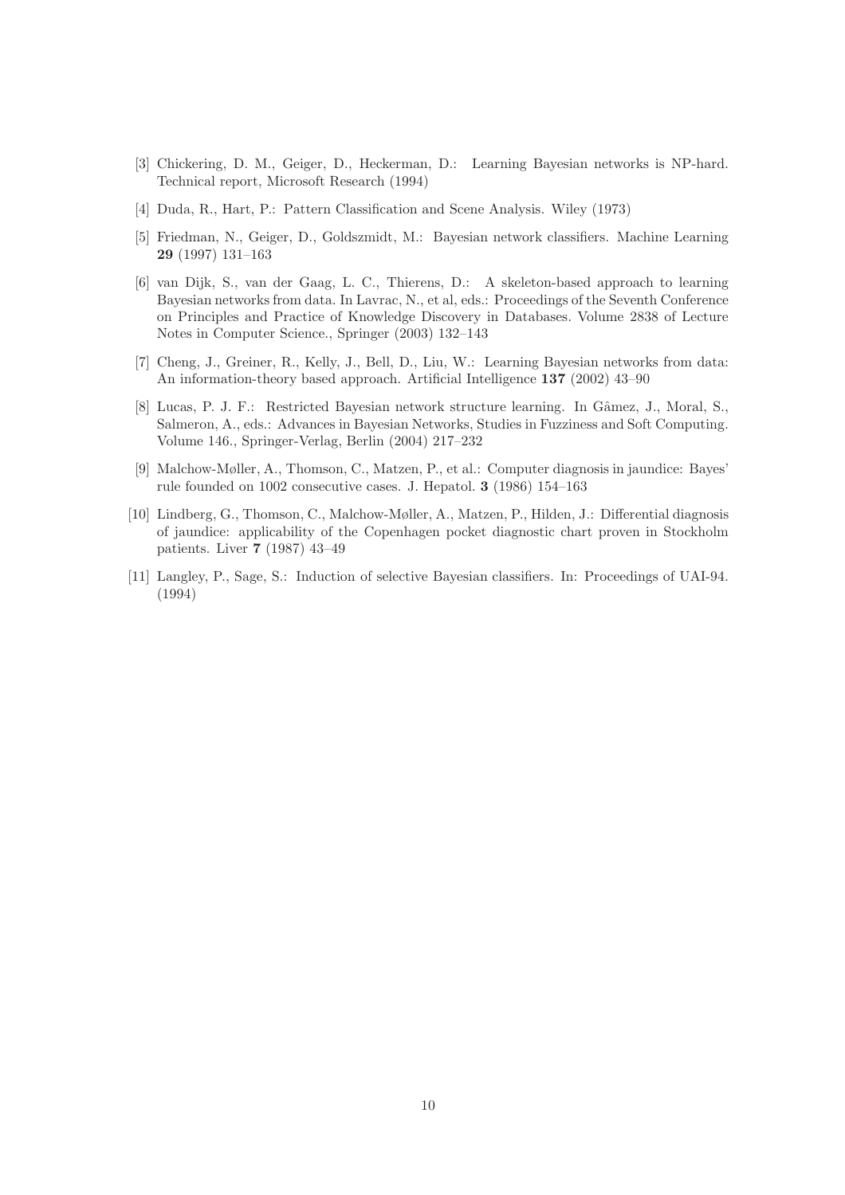[3] Chickering, D. M., Geiger, D., Heckerman, D.: Learning Bayesian networks is NP-hard. Technical report, Microsoft Research (1994)

[4] Duda, R., Hart, P.: Pattern Classification and Scene Analysis. Wiley (1973)

[5] Friedman, N., Geiger, D., Goldszmidt, M.: Bayesian network classifiers. Machine Learning **29** (1997) 131–163

[6] van Dijk, S., van der Gaag, L. C., Thierens, D.: A skeleton-based approach to learning Bayesian networks from data. In Lavrac, N., et al, eds.: Proceedings of the Seventh Conference on Principles and Practice of Knowledge Discovery in Databases. Volume 2838 of Lecture Notes in Computer Science., Springer (2003) 132–143

[7] Cheng, J., Greiner, R., Kelly, J., Bell, D., Liu, W.: Learning Bayesian networks from data: An information-theory based approach. Artificial Intelligence **137** (2002) 43–90

[8] Lucas, P. J. F.: Restricted Bayesian network structure learning. In Gâmez, J., Moral, S., Salmeron, A., eds.: Advances in Bayesian Networks, Studies in Fuzziness and Soft Computing. Volume 146., Springer-Verlag, Berlin (2004) 217–232

[9] Malchow-Møller, A., Thomson, C., Matzen, P., et al.: Computer diagnosis in jaundice: Bayes' rule founded on 1002 consecutive cases. J. Hepatol. **3** (1986) 154–163

[10] Lindberg, G., Thomson, C., Malchow-Møller, A., Matzen, P., Hilden, J.: Differential diagnosis of jaundice: applicability of the Copenhagen pocket diagnostic chart proven in Stockholm patients. Liver **7** (1987) 43–49

[11] Langley, P., Sage, S.: Induction of selective Bayesian classifiers. In: Proceedings of UAI-94. (1994)